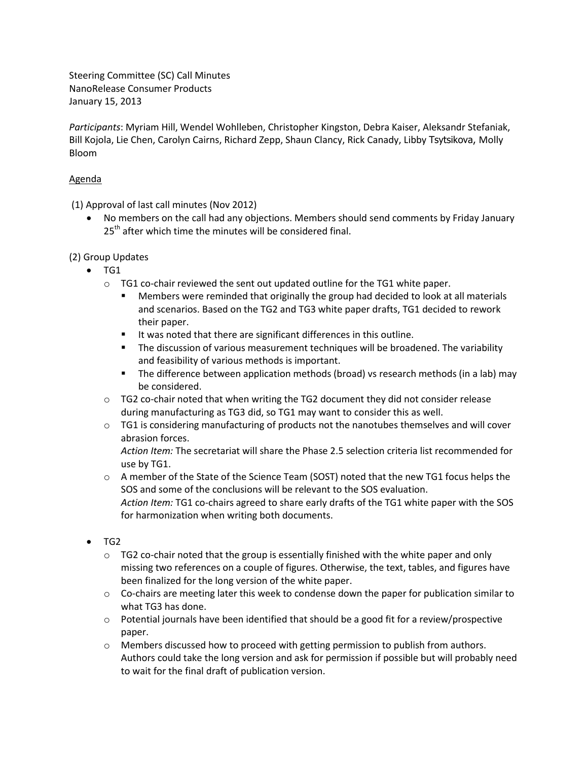Steering Committee (SC) Call Minutes
NanoRelease Consumer Products
January 15, 2013

*Participants*: Myriam Hill, Wendel Wohlleben, Christopher Kingston, Debra Kaiser, Aleksandr Stefaniak, Bill Kojola, Lie Chen, Carolyn Cairns, Richard Zepp, Shaun Clancy, Rick Canady, Libby Tsytsikova, Molly Bloom

Agenda

(1) Approval of last call minutes (Nov 2012)

- No members on the call had any objections. Members should send comments by Friday January 25th after which time the minutes will be considered final.

(2) Group Updates

- TG1
  - TG1 co-chair reviewed the sent out updated outline for the TG1 white paper.
    - Members were reminded that originally the group had decided to look at all materials and scenarios. Based on the TG2 and TG3 white paper drafts, TG1 decided to rework their paper.
    - It was noted that there are significant differences in this outline.
    - The discussion of various measurement techniques will be broadened. The variability and feasibility of various methods is important.
    - The difference between application methods (broad) vs research methods (in a lab) may be considered.
  - TG2 co-chair noted that when writing the TG2 document they did not consider release during manufacturing as TG3 did, so TG1 may want to consider this as well.
  - TG1 is considering manufacturing of products not the nanotubes themselves and will cover abrasion forces.
    *Action Item:* The secretariat will share the Phase 2.5 selection criteria list recommended for use by TG1.
  - A member of the State of the Science Team (SOST) noted that the new TG1 focus helps the SOS and some of the conclusions will be relevant to the SOS evaluation.
    *Action Item:* TG1 co-chairs agreed to share early drafts of the TG1 white paper with the SOS for harmonization when writing both documents.

- TG2
  - TG2 co-chair noted that the group is essentially finished with the white paper and only missing two references on a couple of figures. Otherwise, the text, tables, and figures have been finalized for the long version of the white paper.
  - Co-chairs are meeting later this week to condense down the paper for publication similar to what TG3 has done.
  - Potential journals have been identified that should be a good fit for a review/prospective paper.
  - Members discussed how to proceed with getting permission to publish from authors. Authors could take the long version and ask for permission if possible but will probably need to wait for the final draft of publication version.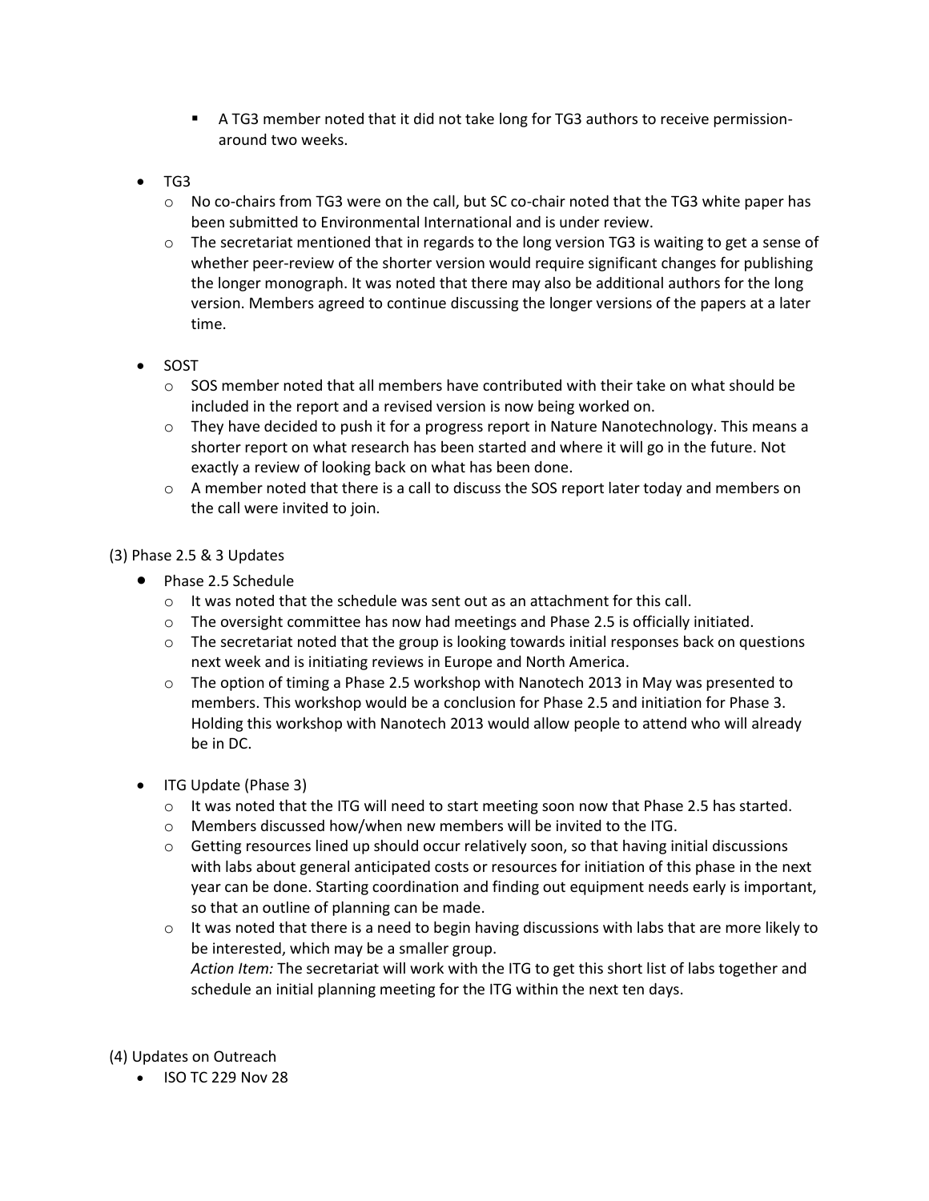- A TG3 member noted that it did not take long for TG3 authors to receive permission- around two weeks.

- TG3
  - No co-chairs from TG3 were on the call, but SC co-chair noted that the TG3 white paper has been submitted to Environmental International and is under review.
  - The secretariat mentioned that in regards to the long version TG3 is waiting to get a sense of whether peer-review of the shorter version would require significant changes for publishing the longer monograph. It was noted that there may also be additional authors for the long version. Members agreed to continue discussing the longer versions of the papers at a later time.

- SOST
  - SOS member noted that all members have contributed with their take on what should be included in the report and a revised version is now being worked on.
  - They have decided to push it for a progress report in Nature Nanotechnology. This means a shorter report on what research has been started and where it will go in the future. Not exactly a review of looking back on what has been done.
  - A member noted that there is a call to discuss the SOS report later today and members on the call were invited to join.

(3) Phase 2.5 & 3 Updates

- Phase 2.5 Schedule
  - It was noted that the schedule was sent out as an attachment for this call.
  - The oversight committee has now had meetings and Phase 2.5 is officially initiated.
  - The secretariat noted that the group is looking towards initial responses back on questions next week and is initiating reviews in Europe and North America.
  - The option of timing a Phase 2.5 workshop with Nanotech 2013 in May was presented to members. This workshop would be a conclusion for Phase 2.5 and initiation for Phase 3. Holding this workshop with Nanotech 2013 would allow people to attend who will already be in DC.

- ITG Update (Phase 3)
  - It was noted that the ITG will need to start meeting soon now that Phase 2.5 has started.
  - Members discussed how/when new members will be invited to the ITG.
  - Getting resources lined up should occur relatively soon, so that having initial discussions with labs about general anticipated costs or resources for initiation of this phase in the next year can be done. Starting coordination and finding out equipment needs early is important, so that an outline of planning can be made.
  - It was noted that there is a need to begin having discussions with labs that are more likely to be interested, which may be a smaller group.
    *Action Item:* The secretariat will work with the ITG to get this short list of labs together and schedule an initial planning meeting for the ITG within the next ten days.

(4) Updates on Outreach

- ISO TC 229 Nov 28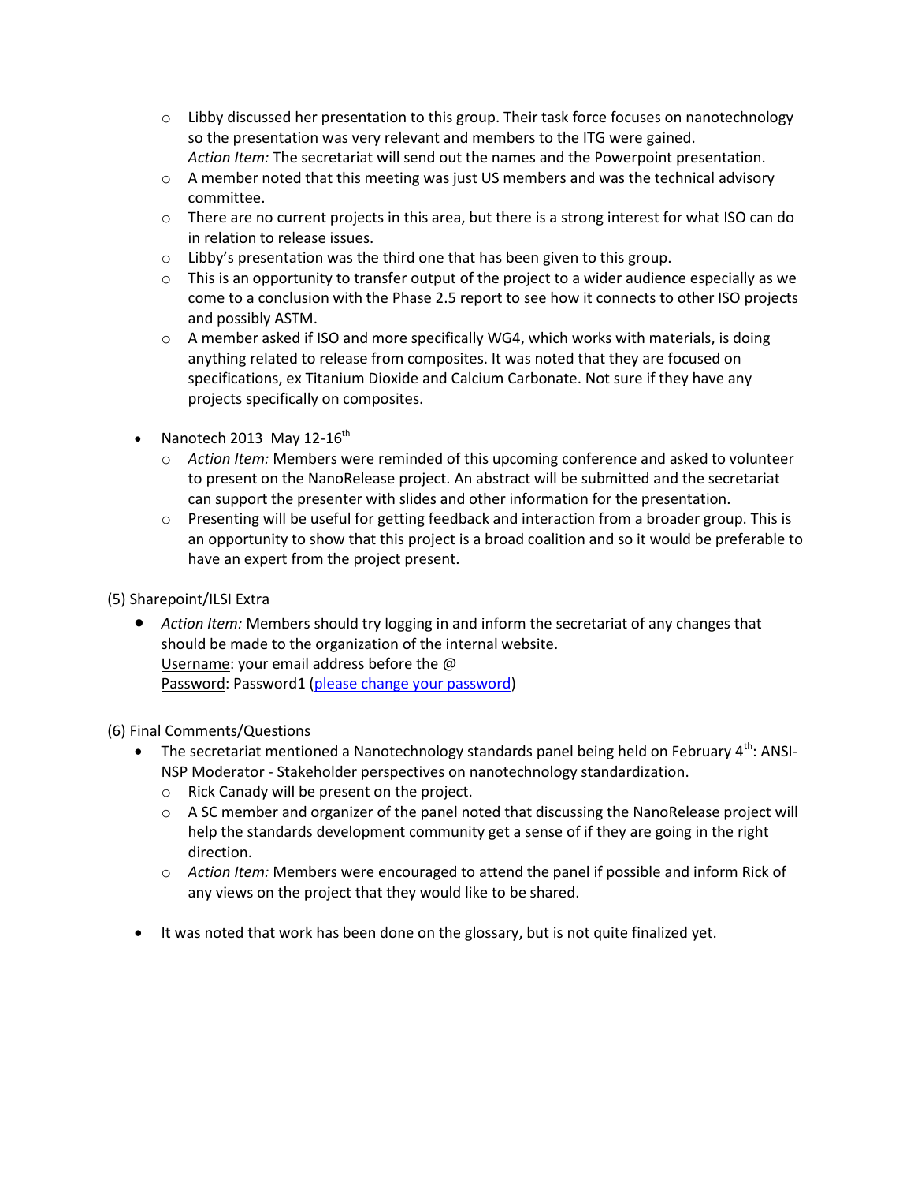- Libby discussed her presentation to this group. Their task force focuses on nanotechnology so the presentation was very relevant and members to the ITG were gained.
  *Action Item:* The secretariat will send out the names and the Powerpoint presentation.
- A member noted that this meeting was just US members and was the technical advisory committee.
- There are no current projects in this area, but there is a strong interest for what ISO can do in relation to release issues.
- Libby's presentation was the third one that has been given to this group.
- This is an opportunity to transfer output of the project to a wider audience especially as we come to a conclusion with the Phase 2.5 report to see how it connects to other ISO projects and possibly ASTM.
- A member asked if ISO and more specifically WG4, which works with materials, is doing anything related to release from composites. It was noted that they are focused on specifications, ex Titanium Dioxide and Calcium Carbonate. Not sure if they have any projects specifically on composites.

- Nanotech 2013 May 12-16th
  - *Action Item:* Members were reminded of this upcoming conference and asked to volunteer to present on the NanoRelease project. An abstract will be submitted and the secretariat can support the presenter with slides and other information for the presentation.
  - Presenting will be useful for getting feedback and interaction from a broader group. This is an opportunity to show that this project is a broad coalition and so it would be preferable to have an expert from the project present.

(5) Sharepoint/ILSI Extra

- *Action Item:* Members should try logging in and inform the secretariat of any changes that should be made to the organization of the internal website.
  Username: your email address before the @
  Password: Password1 (please change your password)

(6) Final Comments/Questions

- The secretariat mentioned a Nanotechnology standards panel being held on February 4th: ANSI-NSP Moderator - Stakeholder perspectives on nanotechnology standardization.
  - Rick Canady will be present on the project.
  - A SC member and organizer of the panel noted that discussing the NanoRelease project will help the standards development community get a sense of if they are going in the right direction.
  - *Action Item:* Members were encouraged to attend the panel if possible and inform Rick of any views on the project that they would like to be shared.

- It was noted that work has been done on the glossary, but is not quite finalized yet.